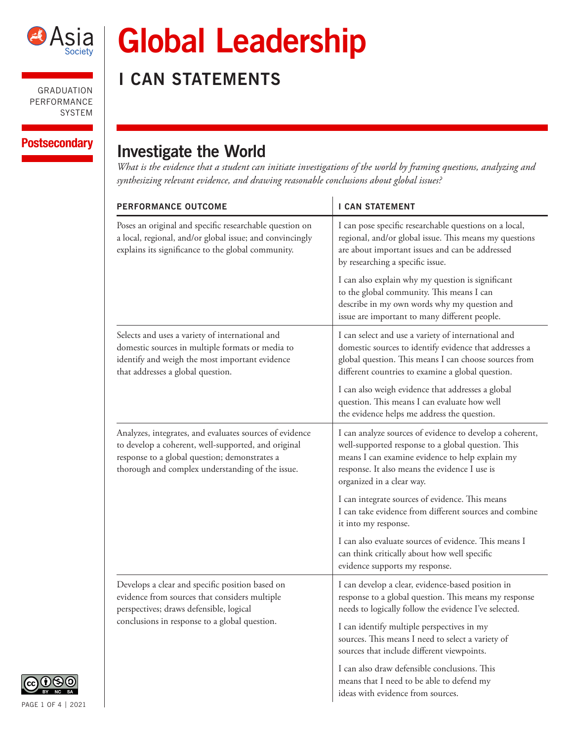Asia Society

GRADUATION PERFORMANCE SYSTEM

**Postsecondary**

# Global Leadership

## I CAN STATEMENTS

## Investigate the World

*What is the evidence that a student can initiate investigations of the world by framing questions, analyzing and synthesizing relevant evidence, and drawing reasonable conclusions about global issues?*

| PERFORMANCE OUTCOME | I CAN STATEMENT |
|---|---|
| Poses an original and specific researchable question on a local, regional, and/or global issue; and convincingly explains its significance to the global community. | I can pose specific researchable questions on a local, regional, and/or global issue. This means my questions are about important issues and can be addressed by researching a specific issue.<br><br>I can also explain why my question is significant to the global community. This means I can describe in my own words why my question and issue are important to many different people. |
| Selects and uses a variety of international and domestic sources in multiple formats or media to identify and weigh the most important evidence that addresses a global question. | I can select and use a variety of international and domestic sources to identify evidence that addresses a global question. This means I can choose sources from different countries to examine a global question.<br><br>I can also weigh evidence that addresses a global question. This means I can evaluate how well the evidence helps me address the question. |
| Analyzes, integrates, and evaluates sources of evidence to develop a coherent, well-supported, and original response to a global question; demonstrates a thorough and complex understanding of the issue. | I can analyze sources of evidence to develop a coherent, well-supported response to a global question. This means I can examine evidence to help explain my response. It also means the evidence I use is organized in a clear way.<br><br>I can integrate sources of evidence. This means I can take evidence from different sources and combine it into my response.<br><br>I can also evaluate sources of evidence. This means I can think critically about how well specific evidence supports my response. |
| Develops a clear and specific position based on evidence from sources that considers multiple perspectives; draws defensible, logical conclusions in response to a global question. | I can develop a clear, evidence-based position in response to a global question. This means my response needs to logically follow the evidence I've selected.<br><br>I can identify multiple perspectives in my sources. This means I need to select a variety of sources that include different viewpoints.<br><br>I can also draw defensible conclusions. This means that I need to be able to defend my ideas with evidence from sources. |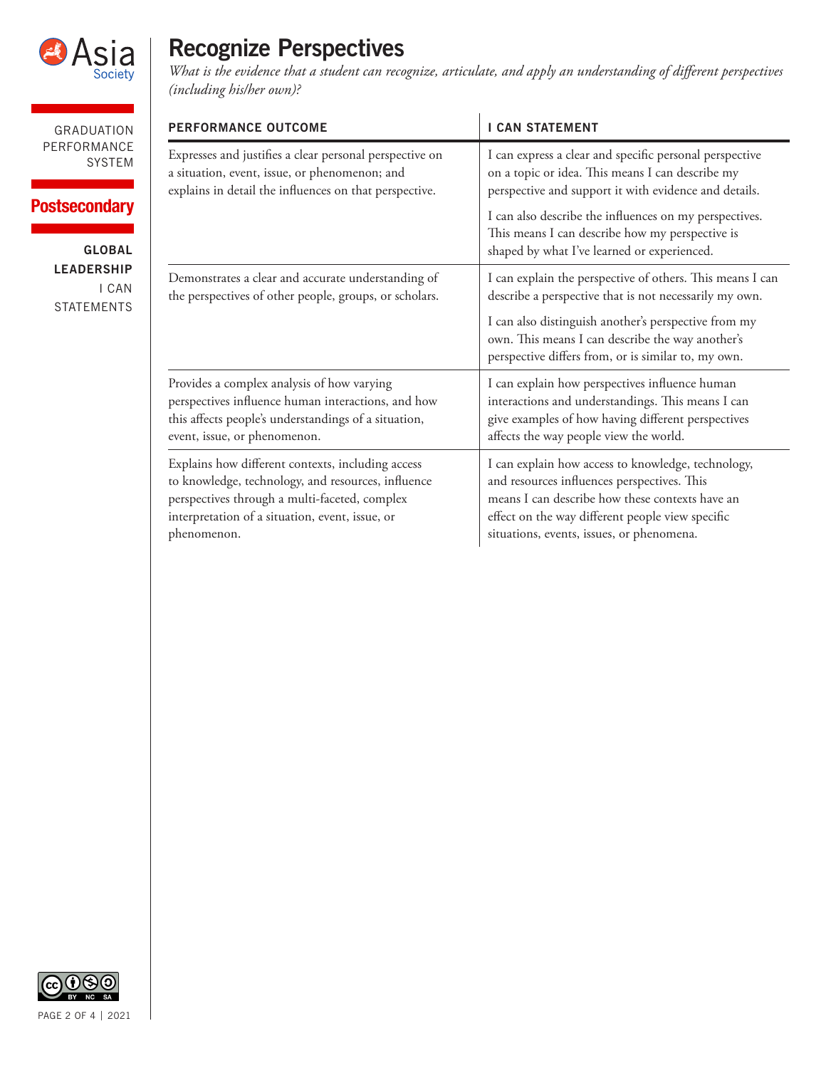GRADUATION PERFORMANCE SYSTEM

**Postsecondary**

**GLOBAL LEADERSHIP** I CAN STATEMENTS

# Recognize Perspectives

*What is the evidence that a student can recognize, articulate, and apply an understanding of different perspectives (including his/her own)?*

| PERFORMANCE OUTCOME | I CAN STATEMENT |
|---|---|
| Expresses and justifies a clear personal perspective on a situation, event, issue, or phenomenon; and explains in detail the influences on that perspective. | I can express a clear and specific personal perspective on a topic or idea. This means I can describe my perspective and support it with evidence and details.<br><br>I can also describe the influences on my perspectives. This means I can describe how my perspective is shaped by what I've learned or experienced. |
| Demonstrates a clear and accurate understanding of the perspectives of other people, groups, or scholars. | I can explain the perspective of others. This means I can describe a perspective that is not necessarily my own.<br><br>I can also distinguish another's perspective from my own. This means I can describe the way another's perspective differs from, or is similar to, my own. |
| Provides a complex analysis of how varying perspectives influence human interactions, and how this affects people's understandings of a situation, event, issue, or phenomenon. | I can explain how perspectives influence human interactions and understandings. This means I can give examples of how having different perspectives affects the way people view the world. |
| Explains how different contexts, including access to knowledge, technology, and resources, influence perspectives through a multi-faceted, complex interpretation of a situation, event, issue, or phenomenon. | I can explain how access to knowledge, technology, and resources influences perspectives. This means I can describe how these contexts have an effect on the way different people view specific situations, events, issues, or phenomena. |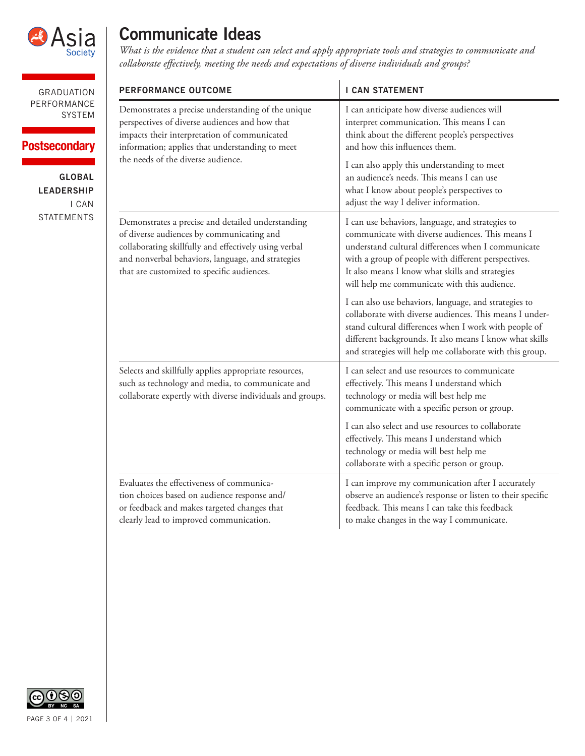GRADUATION PERFORMANCE SYSTEM

**Postsecondary**

**GLOBAL LEADERSHIP** I CAN STATEMENTS

# Communicate Ideas

*What is the evidence that a student can select and apply appropriate tools and strategies to communicate and collaborate effectively, meeting the needs and expectations of diverse individuals and groups?*

| PERFORMANCE OUTCOME | I CAN STATEMENT |
|---|---|
| Demonstrates a precise understanding of the unique perspectives of diverse audiences and how that impacts their interpretation of communicated information; applies that understanding to meet the needs of the diverse audience. | I can anticipate how diverse audiences will interpret communication. This means I can think about the different people's perspectives and how this influences them.<br><br>I can also apply this understanding to meet an audience's needs. This means I can use what I know about people's perspectives to adjust the way I deliver information. |
| Demonstrates a precise and detailed understanding of diverse audiences by communicating and collaborating skillfully and effectively using verbal and nonverbal behaviors, language, and strategies that are customized to specific audiences. | I can use behaviors, language, and strategies to communicate with diverse audiences. This means I understand cultural differences when I communicate with a group of people with different perspectives. It also means I know what skills and strategies will help me communicate with this audience.<br><br>I can also use behaviors, language, and strategies to collaborate with diverse audiences. This means I understand cultural differences when I work with people of different backgrounds. It also means I know what skills and strategies will help me collaborate with this group. |
| Selects and skillfully applies appropriate resources, such as technology and media, to communicate and collaborate expertly with diverse individuals and groups. | I can select and use resources to communicate effectively. This means I understand which technology or media will best help me communicate with a specific person or group.<br><br>I can also select and use resources to collaborate effectively. This means I understand which technology or media will best help me collaborate with a specific person or group. |
| Evaluates the effectiveness of communication choices based on audience response and/or feedback and makes targeted changes that clearly lead to improved communication. | I can improve my communication after I accurately observe an audience's response or listen to their specific feedback. This means I can take this feedback to make changes in the way I communicate. |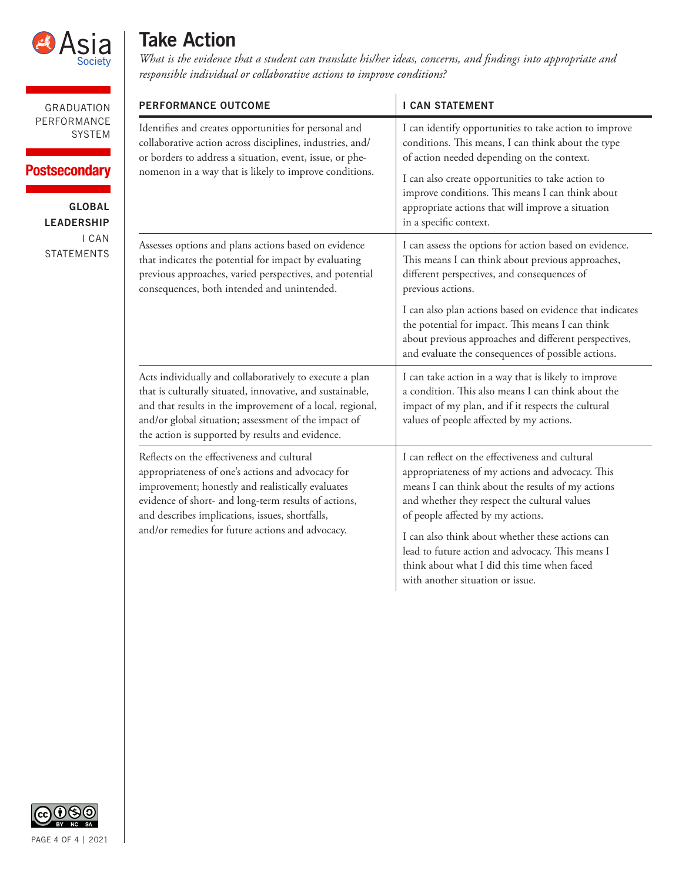# Take Action

*What is the evidence that a student can translate his/her ideas, concerns, and findings into appropriate and responsible individual or collaborative actions to improve conditions?*

GRADUATION PERFORMANCE SYSTEM

**Postsecondary**

**GLOBAL LEADERSHIP** I CAN STATEMENTS

| PERFORMANCE OUTCOME | I CAN STATEMENT |
|---|---|
| Identifies and creates opportunities for personal and collaborative action across disciplines, industries, and/or borders to address a situation, event, issue, or phenomenon in a way that is likely to improve conditions. | I can identify opportunities to take action to improve conditions. This means, I can think about the type of action needed depending on the context.<br><br>I can also create opportunities to take action to improve conditions. This means I can think about appropriate actions that will improve a situation in a specific context. |
| Assesses options and plans actions based on evidence that indicates the potential for impact by evaluating previous approaches, varied perspectives, and potential consequences, both intended and unintended. | I can assess the options for action based on evidence. This means I can think about previous approaches, different perspectives, and consequences of previous actions.<br><br>I can also plan actions based on evidence that indicates the potential for impact. This means I can think about previous approaches and different perspectives, and evaluate the consequences of possible actions. |
| Acts individually and collaboratively to execute a plan that is culturally situated, innovative, and sustainable, and that results in the improvement of a local, regional, and/or global situation; assessment of the impact of the action is supported by results and evidence. | I can take action in a way that is likely to improve a condition. This also means I can think about the impact of my plan, and if it respects the cultural values of people affected by my actions. |
| Reflects on the effectiveness and cultural appropriateness of one's actions and advocacy for improvement; honestly and realistically evaluates evidence of short- and long-term results of actions, and describes implications, issues, shortfalls, and/or remedies for future actions and advocacy. | I can reflect on the effectiveness and cultural appropriateness of my actions and advocacy. This means I can think about the results of my actions and whether they respect the cultural values of people affected by my actions.<br><br>I can also think about whether these actions can lead to future action and advocacy. This means I think about what I did this time when faced with another situation or issue. |